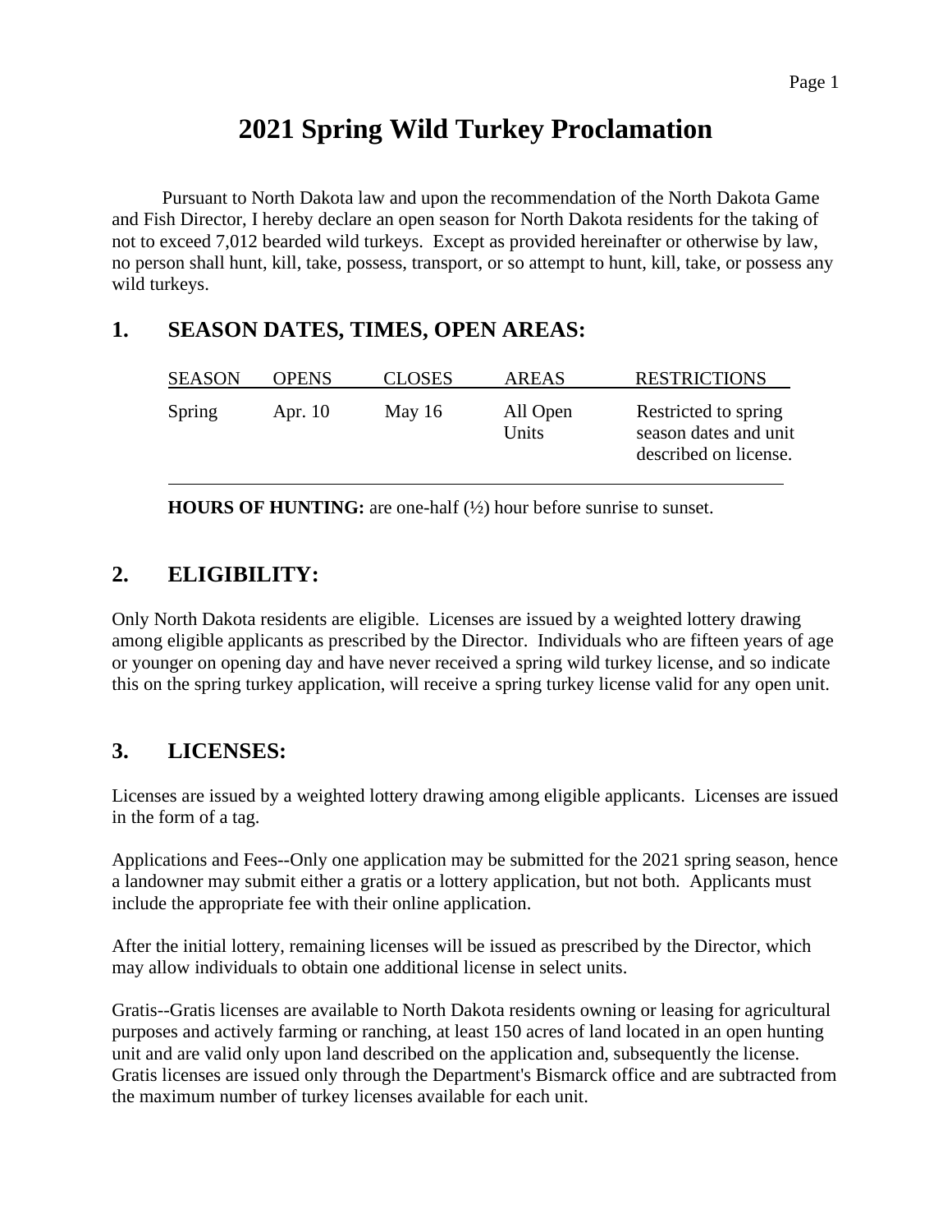# 2021 Spring Wild Turkey Proclamation

Pursuant to North Dakota law and upon the recommendation of the North Dakota Game and Fish Director, I hereby declare an open season for North Dakota residents for the taking of not to exceed 7,012 bearded wild turkeys. Except as provided hereinafter or otherwise by law, no person shall hunt, kill, take, possess, transport, or so attempt to hunt, kill, take, or possess any wild turkeys.

## 1. SEASON DATES, TIMES, OPEN AREAS:

| SEASON | OPENS | CLOSES | AREAS | RESTRICTIONS |
|---|---|---|---|---|
| Spring | Apr. 10 | May 16 | All Open Units | Restricted to spring season dates and unit described on license. |

**HOURS OF HUNTING:** are one-half (½) hour before sunrise to sunset.

## 2. ELIGIBILITY:

Only North Dakota residents are eligible. Licenses are issued by a weighted lottery drawing among eligible applicants as prescribed by the Director. Individuals who are fifteen years of age or younger on opening day and have never received a spring wild turkey license, and so indicate this on the spring turkey application, will receive a spring turkey license valid for any open unit.

## 3. LICENSES:

Licenses are issued by a weighted lottery drawing among eligible applicants. Licenses are issued in the form of a tag.

Applications and Fees--Only one application may be submitted for the 2021 spring season, hence a landowner may submit either a gratis or a lottery application, but not both. Applicants must include the appropriate fee with their online application.

After the initial lottery, remaining licenses will be issued as prescribed by the Director, which may allow individuals to obtain one additional license in select units.

Gratis--Gratis licenses are available to North Dakota residents owning or leasing for agricultural purposes and actively farming or ranching, at least 150 acres of land located in an open hunting unit and are valid only upon land described on the application and, subsequently the license. Gratis licenses are issued only through the Department's Bismarck office and are subtracted from the maximum number of turkey licenses available for each unit.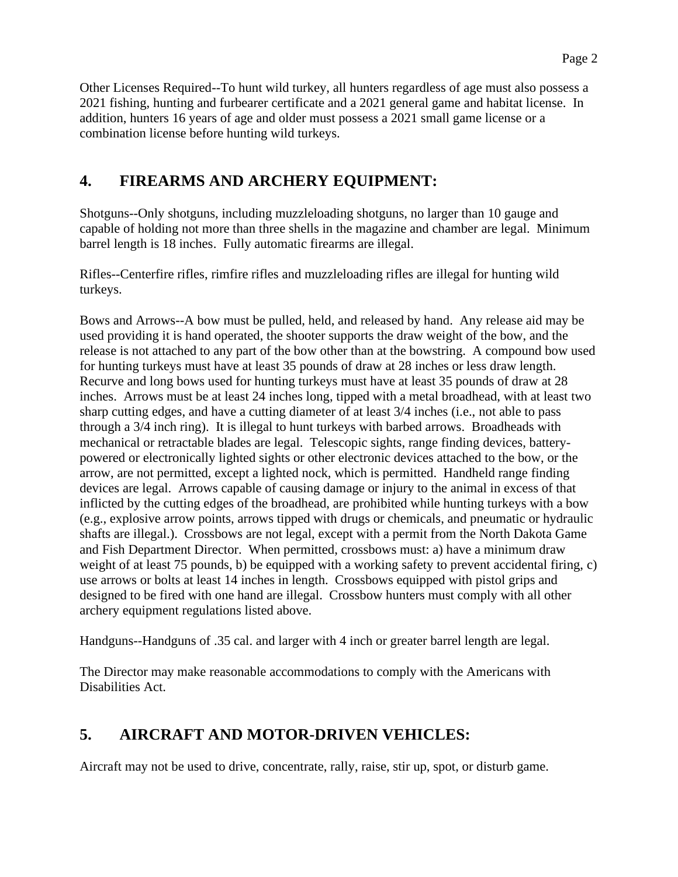Other Licenses Required--To hunt wild turkey, all hunters regardless of age must also possess a 2021 fishing, hunting and furbearer certificate and a 2021 general game and habitat license. In addition, hunters 16 years of age and older must possess a 2021 small game license or a combination license before hunting wild turkeys.

## 4. FIREARMS AND ARCHERY EQUIPMENT:

Shotguns--Only shotguns, including muzzleloading shotguns, no larger than 10 gauge and capable of holding not more than three shells in the magazine and chamber are legal. Minimum barrel length is 18 inches. Fully automatic firearms are illegal.

Rifles--Centerfire rifles, rimfire rifles and muzzleloading rifles are illegal for hunting wild turkeys.

Bows and Arrows--A bow must be pulled, held, and released by hand. Any release aid may be used providing it is hand operated, the shooter supports the draw weight of the bow, and the release is not attached to any part of the bow other than at the bowstring. A compound bow used for hunting turkeys must have at least 35 pounds of draw at 28 inches or less draw length. Recurve and long bows used for hunting turkeys must have at least 35 pounds of draw at 28 inches. Arrows must be at least 24 inches long, tipped with a metal broadhead, with at least two sharp cutting edges, and have a cutting diameter of at least 3/4 inches (i.e., not able to pass through a 3/4 inch ring). It is illegal to hunt turkeys with barbed arrows. Broadheads with mechanical or retractable blades are legal. Telescopic sights, range finding devices, battery-powered or electronically lighted sights or other electronic devices attached to the bow, or the arrow, are not permitted, except a lighted nock, which is permitted. Handheld range finding devices are legal. Arrows capable of causing damage or injury to the animal in excess of that inflicted by the cutting edges of the broadhead, are prohibited while hunting turkeys with a bow (e.g., explosive arrow points, arrows tipped with drugs or chemicals, and pneumatic or hydraulic shafts are illegal.). Crossbows are not legal, except with a permit from the North Dakota Game and Fish Department Director. When permitted, crossbows must: a) have a minimum draw weight of at least 75 pounds, b) be equipped with a working safety to prevent accidental firing, c) use arrows or bolts at least 14 inches in length. Crossbows equipped with pistol grips and designed to be fired with one hand are illegal. Crossbow hunters must comply with all other archery equipment regulations listed above.

Handguns--Handguns of .35 cal. and larger with 4 inch or greater barrel length are legal.

The Director may make reasonable accommodations to comply with the Americans with Disabilities Act.

## 5. AIRCRAFT AND MOTOR-DRIVEN VEHICLES:

Aircraft may not be used to drive, concentrate, rally, raise, stir up, spot, or disturb game.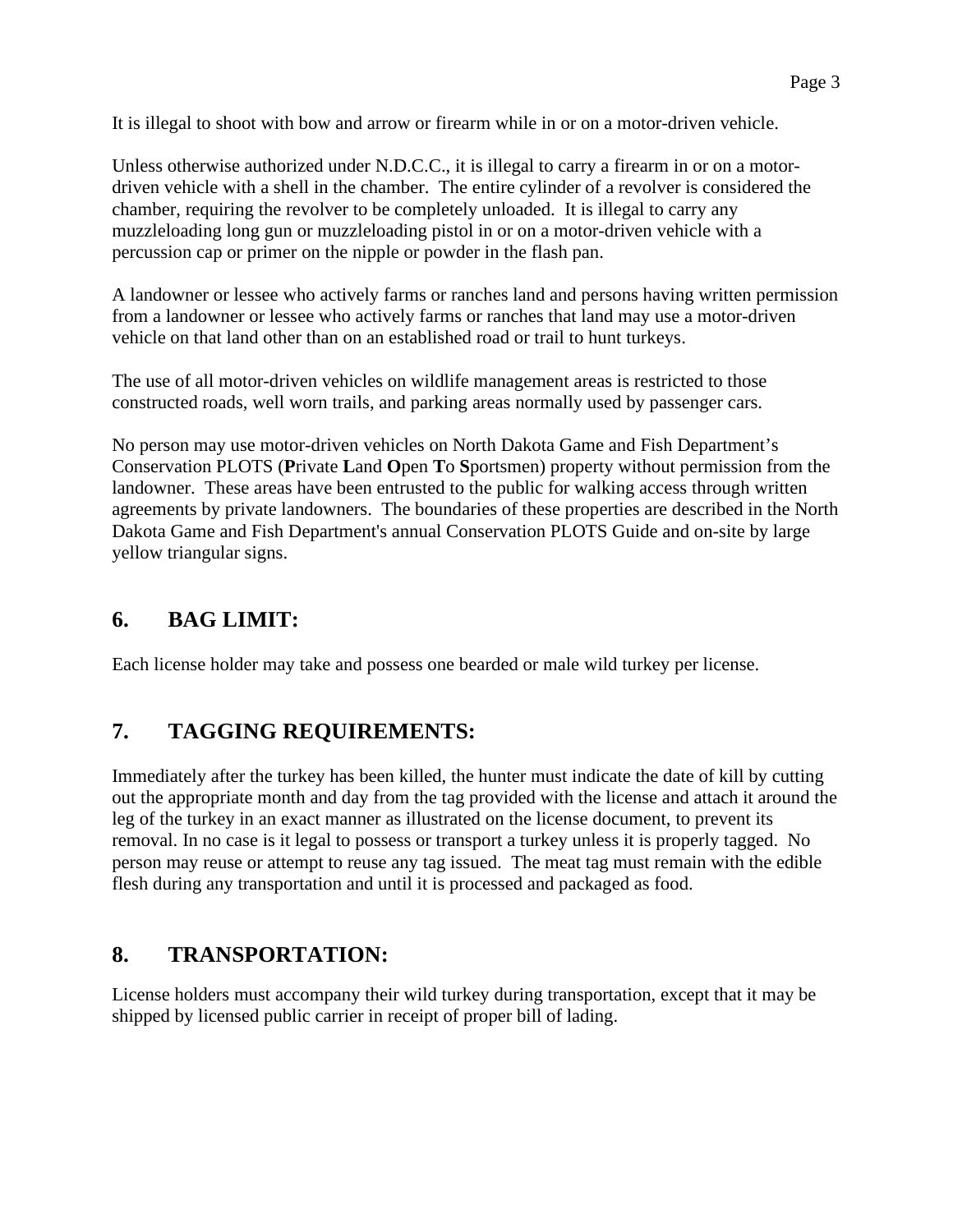It is illegal to shoot with bow and arrow or firearm while in or on a motor-driven vehicle.

Unless otherwise authorized under N.D.C.C., it is illegal to carry a firearm in or on a motor-driven vehicle with a shell in the chamber. The entire cylinder of a revolver is considered the chamber, requiring the revolver to be completely unloaded. It is illegal to carry any muzzleloading long gun or muzzleloading pistol in or on a motor-driven vehicle with a percussion cap or primer on the nipple or powder in the flash pan.

A landowner or lessee who actively farms or ranches land and persons having written permission from a landowner or lessee who actively farms or ranches that land may use a motor-driven vehicle on that land other than on an established road or trail to hunt turkeys.

The use of all motor-driven vehicles on wildlife management areas is restricted to those constructed roads, well worn trails, and parking areas normally used by passenger cars.

No person may use motor-driven vehicles on North Dakota Game and Fish Department's Conservation PLOTS (**P**rivate **L**and **O**pen **T**o **S**portsmen) property without permission from the landowner. These areas have been entrusted to the public for walking access through written agreements by private landowners. The boundaries of these properties are described in the North Dakota Game and Fish Department's annual Conservation PLOTS Guide and on-site by large yellow triangular signs.

## 6. BAG LIMIT:

Each license holder may take and possess one bearded or male wild turkey per license.

## 7. TAGGING REQUIREMENTS:

Immediately after the turkey has been killed, the hunter must indicate the date of kill by cutting out the appropriate month and day from the tag provided with the license and attach it around the leg of the turkey in an exact manner as illustrated on the license document, to prevent its removal. In no case is it legal to possess or transport a turkey unless it is properly tagged. No person may reuse or attempt to reuse any tag issued. The meat tag must remain with the edible flesh during any transportation and until it is processed and packaged as food.

## 8. TRANSPORTATION:

License holders must accompany their wild turkey during transportation, except that it may be shipped by licensed public carrier in receipt of proper bill of lading.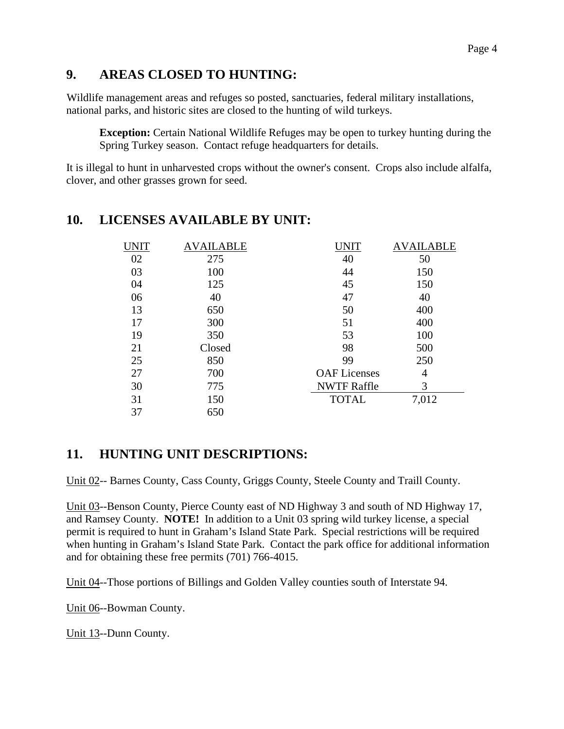## 9. AREAS CLOSED TO HUNTING:

Wildlife management areas and refuges so posted, sanctuaries, federal military installations, national parks, and historic sites are closed to the hunting of wild turkeys.

> **Exception:** Certain National Wildlife Refuges may be open to turkey hunting during the Spring Turkey season. Contact refuge headquarters for details.

It is illegal to hunt in unharvested crops without the owner's consent. Crops also include alfalfa, clover, and other grasses grown for seed.

## 10. LICENSES AVAILABLE BY UNIT:

| UNIT | AVAILABLE | UNIT | AVAILABLE |
|---|---|---|---|
| 02 | 275 | 40 | 50 |
| 03 | 100 | 44 | 150 |
| 04 | 125 | 45 | 150 |
| 06 | 40 | 47 | 40 |
| 13 | 650 | 50 | 400 |
| 17 | 300 | 51 | 400 |
| 19 | 350 | 53 | 100 |
| 21 | Closed | 98 | 500 |
| 25 | 850 | 99 | 250 |
| 27 | 700 | OAF Licenses | 4 |
| 30 | 775 | NWTF Raffle | 3 |
| 31 | 150 | TOTAL | 7,012 |
| 37 | 650 | | |

## 11. HUNTING UNIT DESCRIPTIONS:

Unit 02-- Barnes County, Cass County, Griggs County, Steele County and Traill County.

Unit 03--Benson County, Pierce County east of ND Highway 3 and south of ND Highway 17, and Ramsey County. **NOTE!** In addition to a Unit 03 spring wild turkey license, a special permit is required to hunt in Graham's Island State Park. Special restrictions will be required when hunting in Graham's Island State Park. Contact the park office for additional information and for obtaining these free permits (701) 766-4015.

Unit 04--Those portions of Billings and Golden Valley counties south of Interstate 94.

Unit 06--Bowman County.

Unit 13--Dunn County.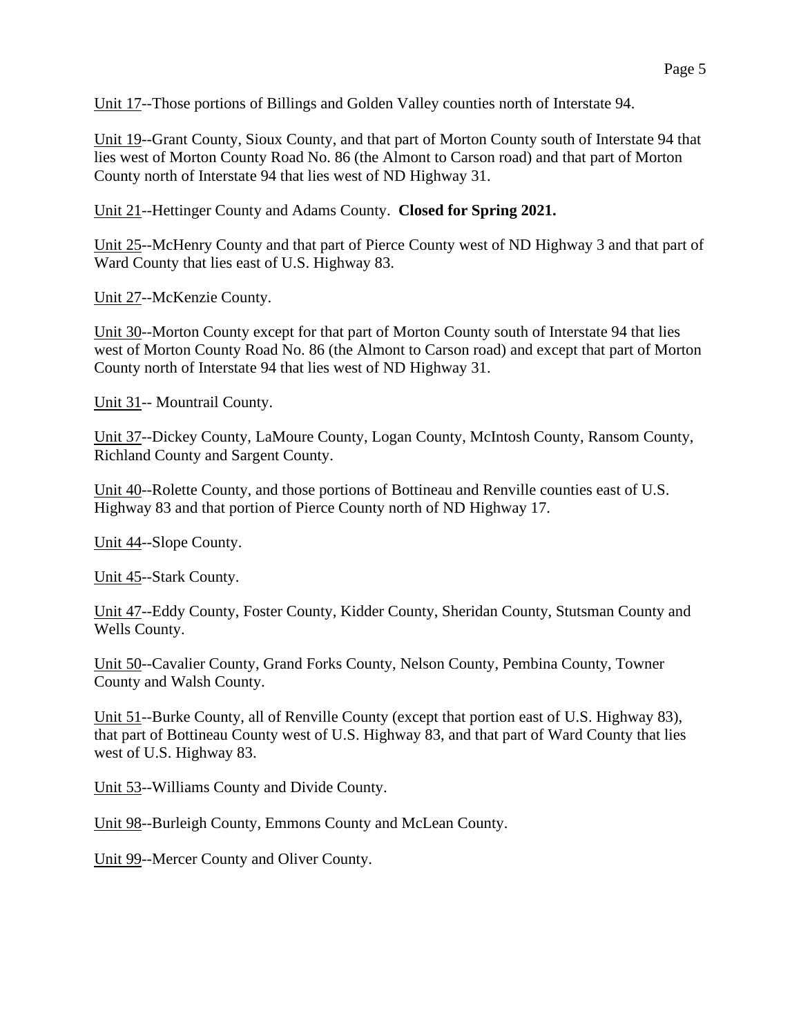Unit 17--Those portions of Billings and Golden Valley counties north of Interstate 94.

Unit 19--Grant County, Sioux County, and that part of Morton County south of Interstate 94 that lies west of Morton County Road No. 86 (the Almont to Carson road) and that part of Morton County north of Interstate 94 that lies west of ND Highway 31.

Unit 21--Hettinger County and Adams County. **Closed for Spring 2021.**

Unit 25--McHenry County and that part of Pierce County west of ND Highway 3 and that part of Ward County that lies east of U.S. Highway 83.

Unit 27--McKenzie County.

Unit 30--Morton County except for that part of Morton County south of Interstate 94 that lies west of Morton County Road No. 86 (the Almont to Carson road) and except that part of Morton County north of Interstate 94 that lies west of ND Highway 31.

Unit 31-- Mountrail County.

Unit 37--Dickey County, LaMoure County, Logan County, McIntosh County, Ransom County, Richland County and Sargent County.

Unit 40--Rolette County, and those portions of Bottineau and Renville counties east of U.S. Highway 83 and that portion of Pierce County north of ND Highway 17.

Unit 44--Slope County.

Unit 45--Stark County.

Unit 47--Eddy County, Foster County, Kidder County, Sheridan County, Stutsman County and Wells County.

Unit 50--Cavalier County, Grand Forks County, Nelson County, Pembina County, Towner County and Walsh County.

Unit 51--Burke County, all of Renville County (except that portion east of U.S. Highway 83), that part of Bottineau County west of U.S. Highway 83, and that part of Ward County that lies west of U.S. Highway 83.

Unit 53--Williams County and Divide County.

Unit 98--Burleigh County, Emmons County and McLean County.

Unit 99--Mercer County and Oliver County.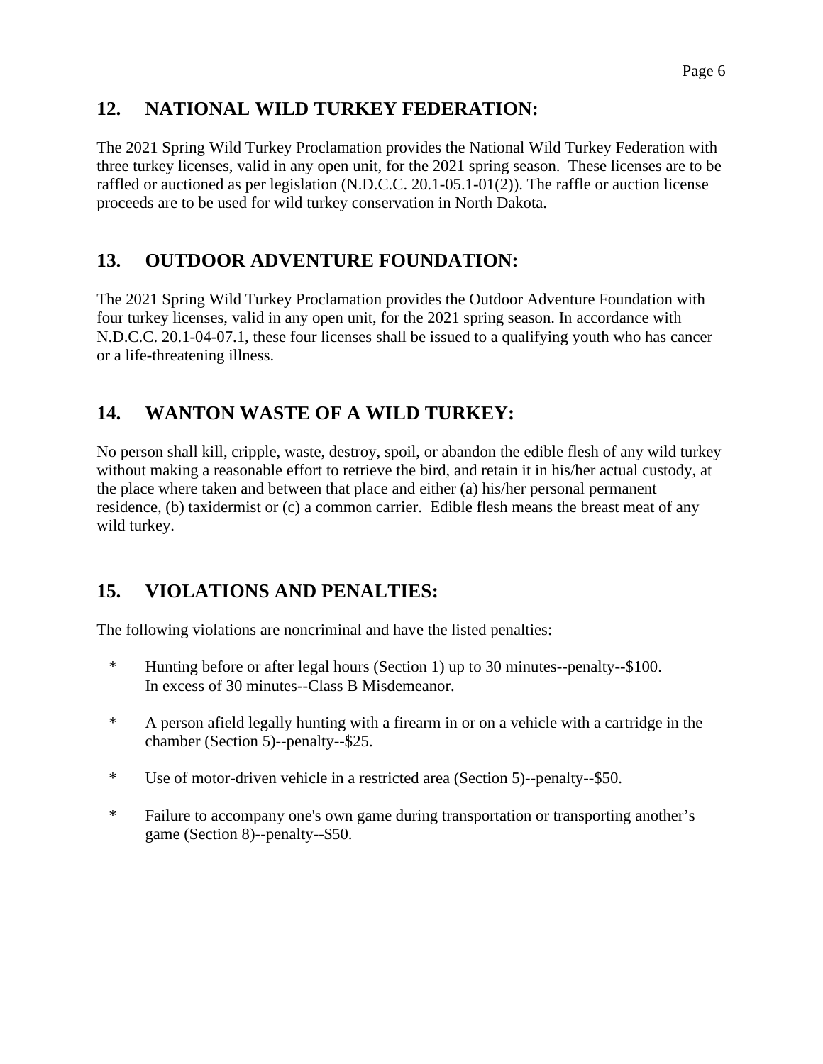## 12. NATIONAL WILD TURKEY FEDERATION:

The 2021 Spring Wild Turkey Proclamation provides the National Wild Turkey Federation with three turkey licenses, valid in any open unit, for the 2021 spring season. These licenses are to be raffled or auctioned as per legislation (N.D.C.C. 20.1-05.1-01(2)). The raffle or auction license proceeds are to be used for wild turkey conservation in North Dakota.

## 13. OUTDOOR ADVENTURE FOUNDATION:

The 2021 Spring Wild Turkey Proclamation provides the Outdoor Adventure Foundation with four turkey licenses, valid in any open unit, for the 2021 spring season. In accordance with N.D.C.C. 20.1-04-07.1, these four licenses shall be issued to a qualifying youth who has cancer or a life-threatening illness.

## 14. WANTON WASTE OF A WILD TURKEY:

No person shall kill, cripple, waste, destroy, spoil, or abandon the edible flesh of any wild turkey without making a reasonable effort to retrieve the bird, and retain it in his/her actual custody, at the place where taken and between that place and either (a) his/her personal permanent residence, (b) taxidermist or (c) a common carrier. Edible flesh means the breast meat of any wild turkey.

## 15. VIOLATIONS AND PENALTIES:

The following violations are noncriminal and have the listed penalties:

* Hunting before or after legal hours (Section 1) up to 30 minutes--penalty--$100. In excess of 30 minutes--Class B Misdemeanor.
* A person afield legally hunting with a firearm in or on a vehicle with a cartridge in the chamber (Section 5)--penalty--$25.
* Use of motor-driven vehicle in a restricted area (Section 5)--penalty--$50.
* Failure to accompany one's own game during transportation or transporting another's game (Section 8)--penalty--$50.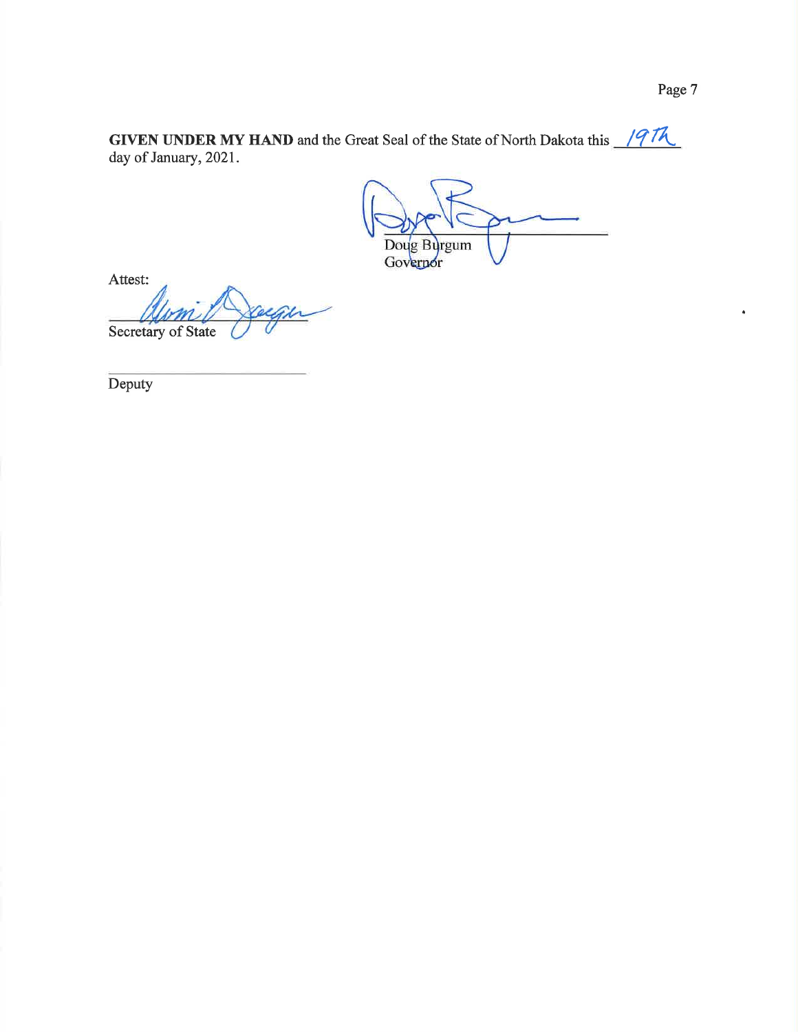**GIVEN UNDER MY HAND** and the Great Seal of the State of North Dakota this 19th day of January, 2021.

Doug Burgum
Governor

Attest:

Secretary of State

Deputy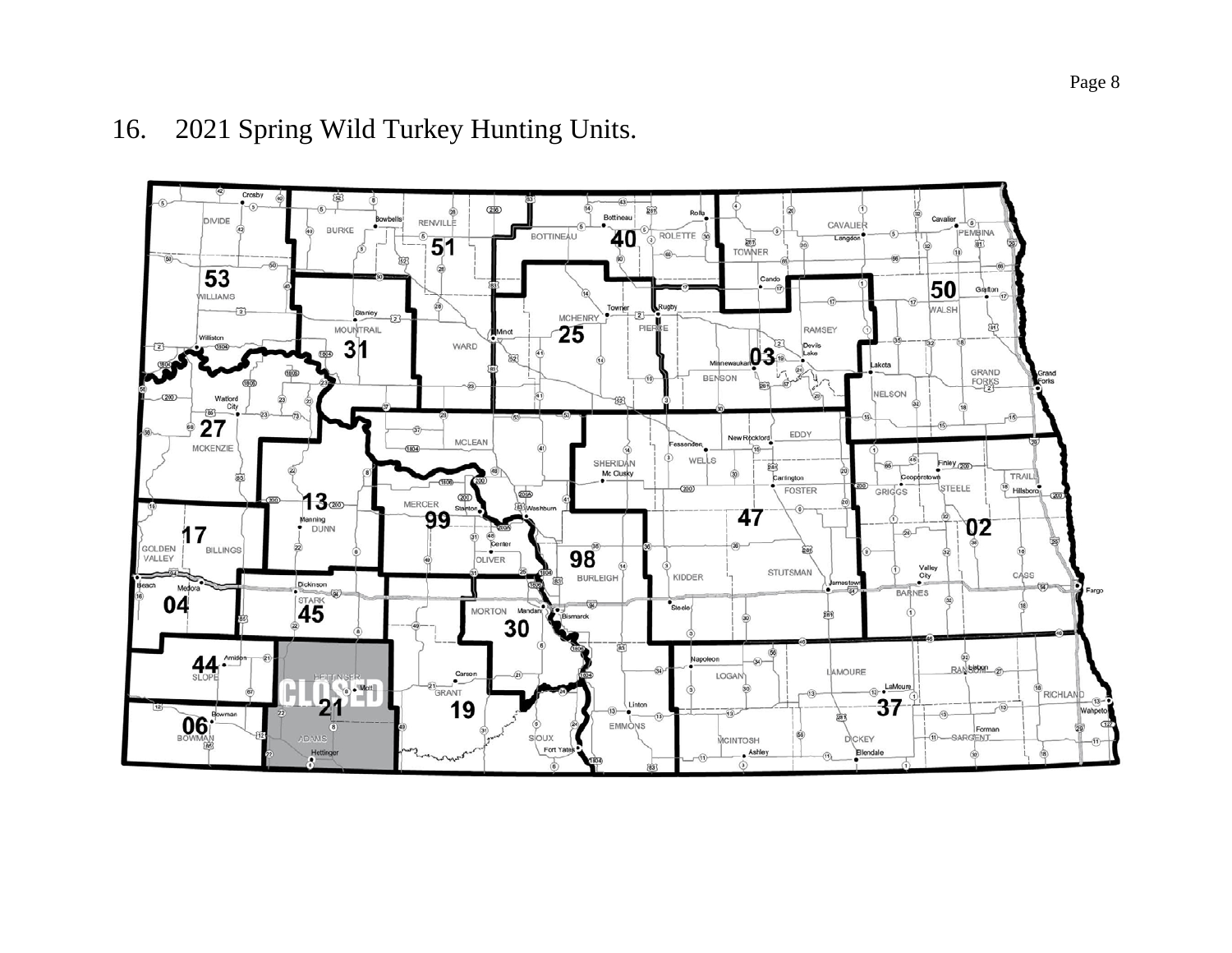16. 2021 Spring Wild Turkey Hunting Units.